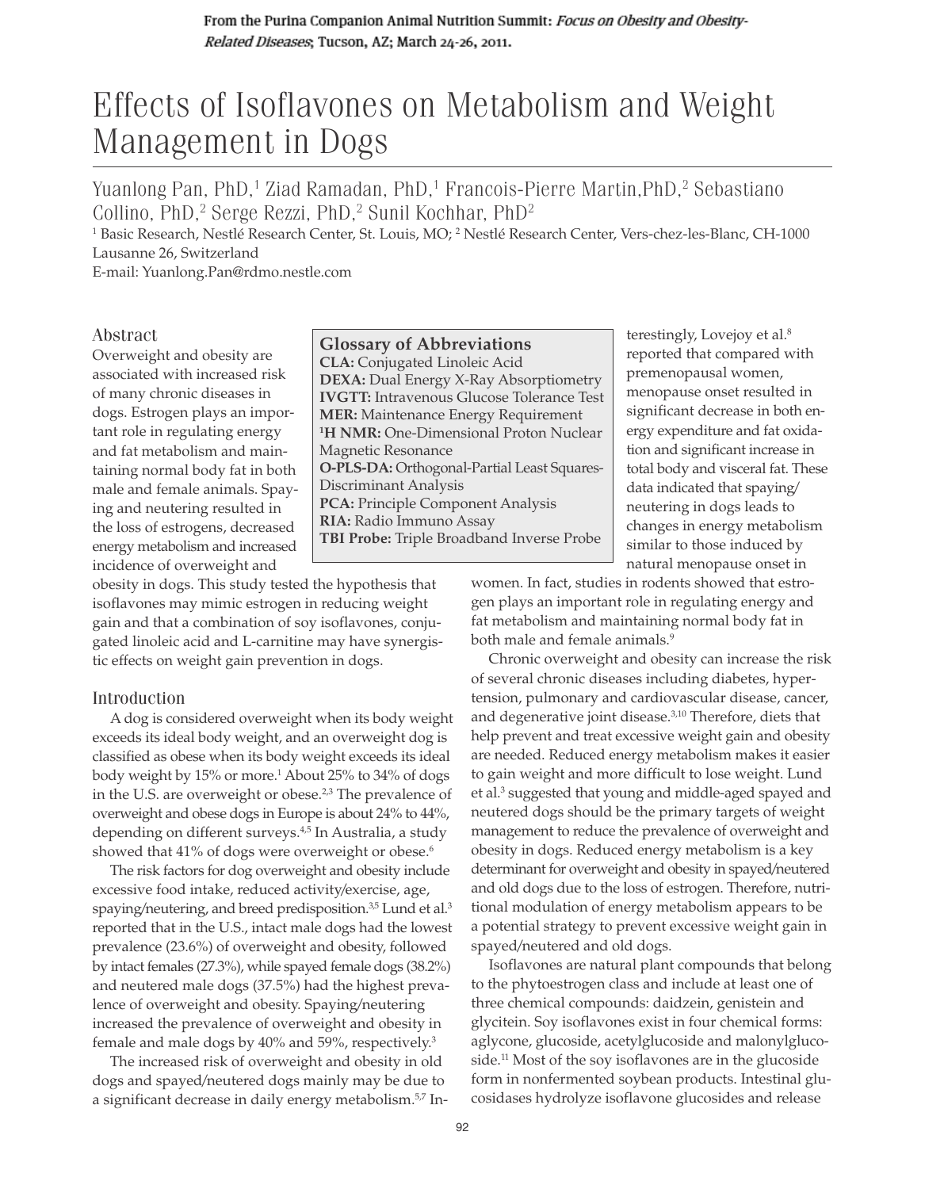From the Purina Companion Animal Nutrition Summit: *Focus on Obesity and Obesity-Related Diseases*; Tucson, AZ; March 24-26, 2011.

# Effects of Isoflavones on Metabolism and Weight Management in Dogs

Yuanlong Pan, PhD,[1] Ziad Ramadan, PhD,[1] Francois-Pierre Martin,PhD,[2] Sebastiano Collino, PhD,[2] Serge Rezzi, PhD,[2] Sunil Kochhar, PhD[2]

[1] Basic Research, Nestlé Research Center, St. Louis, MO; [2] Nestlé Research Center, Vers-chez-les-Blanc, CH-1000 Lausanne 26, Switzerland

E-mail: Yuanlong.Pan@rdmo.nestle.com

## Abstract

Overweight and obesity are associated with increased risk of many chronic diseases in dogs. Estrogen plays an important role in regulating energy and fat metabolism and maintaining normal body fat in both male and female animals. Spaying and neutering resulted in the loss of estrogens, decreased energy metabolism and increased incidence of overweight and obesity in dogs. This study tested the hypothesis that isoflavones may mimic estrogen in reducing weight gain and that a combination of soy isoflavones, conjugated linoleic acid and L-carnitine may have synergistic effects on weight gain prevention in dogs.

**Glossary of Abbreviations**

**CLA:** Conjugated Linoleic Acid
**DEXA:** Dual Energy X-Ray Absorptiometry
**IVGTT:** Intravenous Glucose Tolerance Test
**MER:** Maintenance Energy Requirement
**$^1$H NMR:** One-Dimensional Proton Nuclear Magnetic Resonance
**O-PLS-DA:** Orthogonal-Partial Least Squares-Discriminant Analysis
**PCA:** Principle Component Analysis
**RIA:** Radio Immuno Assay
**TBI Probe:** Triple Broadband Inverse Probe

## Introduction

A dog is considered overweight when its body weight exceeds its ideal body weight, and an overweight dog is classified as obese when its body weight exceeds its ideal body weight by 15% or more.[1] About 25% to 34% of dogs in the U.S. are overweight or obese.[2,3] The prevalence of overweight and obese dogs in Europe is about 24% to 44%, depending on different surveys.[4,5] In Australia, a study showed that 41% of dogs were overweight or obese.[6]

The risk factors for dog overweight and obesity include excessive food intake, reduced activity/exercise, age, spaying/neutering, and breed predisposition.[3,5] Lund et al.[3] reported that in the U.S., intact male dogs had the lowest prevalence (23.6%) of overweight and obesity, followed by intact females (27.3%), while spayed female dogs (38.2%) and neutered male dogs (37.5%) had the highest prevalence of overweight and obesity. Spaying/neutering increased the prevalence of overweight and obesity in female and male dogs by 40% and 59%, respectively.[3]

The increased risk of overweight and obesity in old dogs and spayed/neutered dogs mainly may be due to a significant decrease in daily energy metabolism.[5,7] Interestingly, Lovejoy et al.[8] reported that compared with premenopausal women, menopause onset resulted in significant decrease in both energy expenditure and fat oxidation and significant increase in total body and visceral fat. These data indicated that spaying/neutering in dogs leads to changes in energy metabolism similar to those induced by natural menopause onset in women. In fact, studies in rodents showed that estrogen plays an important role in regulating energy and fat metabolism and maintaining normal body fat in both male and female animals.[9]

Chronic overweight and obesity can increase the risk of several chronic diseases including diabetes, hypertension, pulmonary and cardiovascular disease, cancer, and degenerative joint disease.[3,10] Therefore, diets that help prevent and treat excessive weight gain and obesity are needed. Reduced energy metabolism makes it easier to gain weight and more difficult to lose weight. Lund et al.[3] suggested that young and middle-aged spayed and neutered dogs should be the primary targets of weight management to reduce the prevalence of overweight and obesity in dogs. Reduced energy metabolism is a key determinant for overweight and obesity in spayed/neutered and old dogs due to the loss of estrogen. Therefore, nutritional modulation of energy metabolism appears to be a potential strategy to prevent excessive weight gain in spayed/neutered and old dogs.

Isoflavones are natural plant compounds that belong to the phytoestrogen class and include at least one of three chemical compounds: daidzein, genistein and glycitein. Soy isoflavones exist in four chemical forms: aglycone, glucoside, acetylglucoside and malonylglucoside.[11] Most of the soy isoflavones are in the glucoside form in nonfermented soybean products. Intestinal glucosidases hydrolyze isoflavone glucosides and release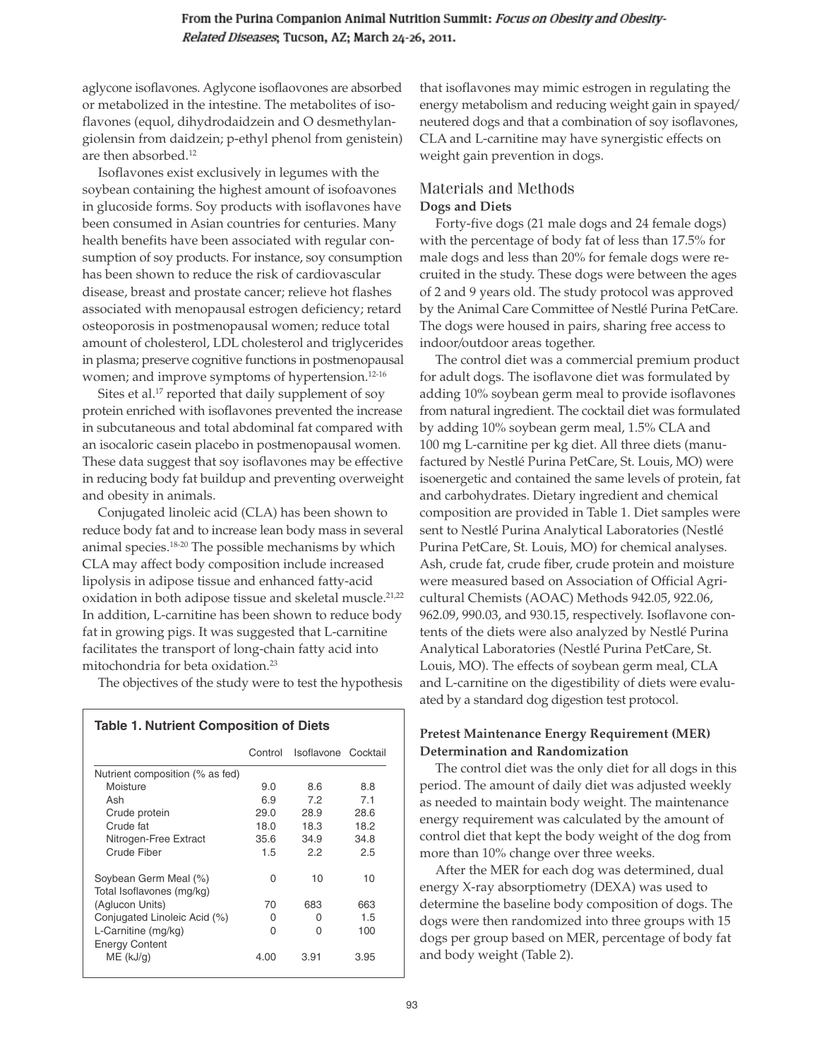aglycone isoflavones. Aglycone isoflaovones are absorbed or metabolized in the intestine. The metabolites of isoflavones (equol, dihydrodaidzein and O desmethylangiolensin from daidzein; p-ethyl phenol from genistein) are then absorbed.[12]

Isoflavones exist exclusively in legumes with the soybean containing the highest amount of isofoavones in glucoside forms. Soy products with isoflavones have been consumed in Asian countries for centuries. Many health benefits have been associated with regular consumption of soy products. For instance, soy consumption has been shown to reduce the risk of cardiovascular disease, breast and prostate cancer; relieve hot flashes associated with menopausal estrogen deficiency; retard osteoporosis in postmenopausal women; reduce total amount of cholesterol, LDL cholesterol and triglycerides in plasma; preserve cognitive functions in postmenopausal women; and improve symptoms of hypertension.[12-16]

Sites et al.[17] reported that daily supplement of soy protein enriched with isoflavones prevented the increase in subcutaneous and total abdominal fat compared with an isocaloric casein placebo in postmenopausal women. These data suggest that soy isoflavones may be effective in reducing body fat buildup and preventing overweight and obesity in animals.

Conjugated linoleic acid (CLA) has been shown to reduce body fat and to increase lean body mass in several animal species.[18-20] The possible mechanisms by which CLA may affect body composition include increased lipolysis in adipose tissue and enhanced fatty-acid oxidation in both adipose tissue and skeletal muscle.[21,22] In addition, L-carnitine has been shown to reduce body fat in growing pigs. It was suggested that L-carnitine facilitates the transport of long-chain fatty acid into mitochondria for beta oxidation.[23]

The objectives of the study were to test the hypothesis that isoflavones may mimic estrogen in regulating the energy metabolism and reducing weight gain in spayed/neutered dogs and that a combination of soy isoflavones, CLA and L-carnitine may have synergistic effects on weight gain prevention in dogs.

**Table 1. Nutrient Composition of Diets**

| | Control | Isoflavone | Cocktail |
|---|---|---|---|
| Nutrient composition (% as fed) | | | |
| Moisture | 9.0 | 8.6 | 8.8 |
| Ash | 6.9 | 7.2 | 7.1 |
| Crude protein | 29.0 | 28.9 | 28.6 |
| Crude fat | 18.0 | 18.3 | 18.2 |
| Nitrogen-Free Extract | 35.6 | 34.9 | 34.8 |
| Crude Fiber | 1.5 | 2.2 | 2.5 |
| Soybean Germ Meal (%) | 0 | 10 | 10 |
| Total Isoflavones (mg/kg) (Aglucon Units) | 70 | 683 | 663 |
| Conjugated Linoleic Acid (%) | 0 | 0 | 1.5 |
| L-Carnitine (mg/kg) | 0 | 0 | 100 |
| Energy Content | | | |
| ME (kJ/g) | 4.00 | 3.91 | 3.95 |

## Materials and Methods

### Dogs and Diets

Forty-five dogs (21 male dogs and 24 female dogs) with the percentage of body fat of less than 17.5% for male dogs and less than 20% for female dogs were recruited in the study. These dogs were between the ages of 2 and 9 years old. The study protocol was approved by the Animal Care Committee of Nestlé Purina PetCare. The dogs were housed in pairs, sharing free access to indoor/outdoor areas together.

The control diet was a commercial premium product for adult dogs. The isoflavone diet was formulated by adding 10% soybean germ meal to provide isoflavones from natural ingredient. The cocktail diet was formulated by adding 10% soybean germ meal, 1.5% CLA and 100 mg L-carnitine per kg diet. All three diets (manufactured by Nestlé Purina PetCare, St. Louis, MO) were isoenergetic and contained the same levels of protein, fat and carbohydrates. Dietary ingredient and chemical composition are provided in Table 1. Diet samples were sent to Nestlé Purina Analytical Laboratories (Nestlé Purina PetCare, St. Louis, MO) for chemical analyses. Ash, crude fat, crude fiber, crude protein and moisture were measured based on Association of Official Agricultural Chemists (AOAC) Methods 942.05, 922.06, 962.09, 990.03, and 930.15, respectively. Isoflavone contents of the diets were also analyzed by Nestlé Purina Analytical Laboratories (Nestlé Purina PetCare, St. Louis, MO). The effects of soybean germ meal, CLA and L-carnitine on the digestibility of diets were evaluated by a standard dog digestion test protocol.

### Pretest Maintenance Energy Requirement (MER) Determination and Randomization

The control diet was the only diet for all dogs in this period. The amount of daily diet was adjusted weekly as needed to maintain body weight. The maintenance energy requirement was calculated by the amount of control diet that kept the body weight of the dog from more than 10% change over three weeks.

After the MER for each dog was determined, dual energy X-ray absorptiometry (DEXA) was used to determine the baseline body composition of dogs. The dogs were then randomized into three groups with 15 dogs per group based on MER, percentage of body fat and body weight (Table 2).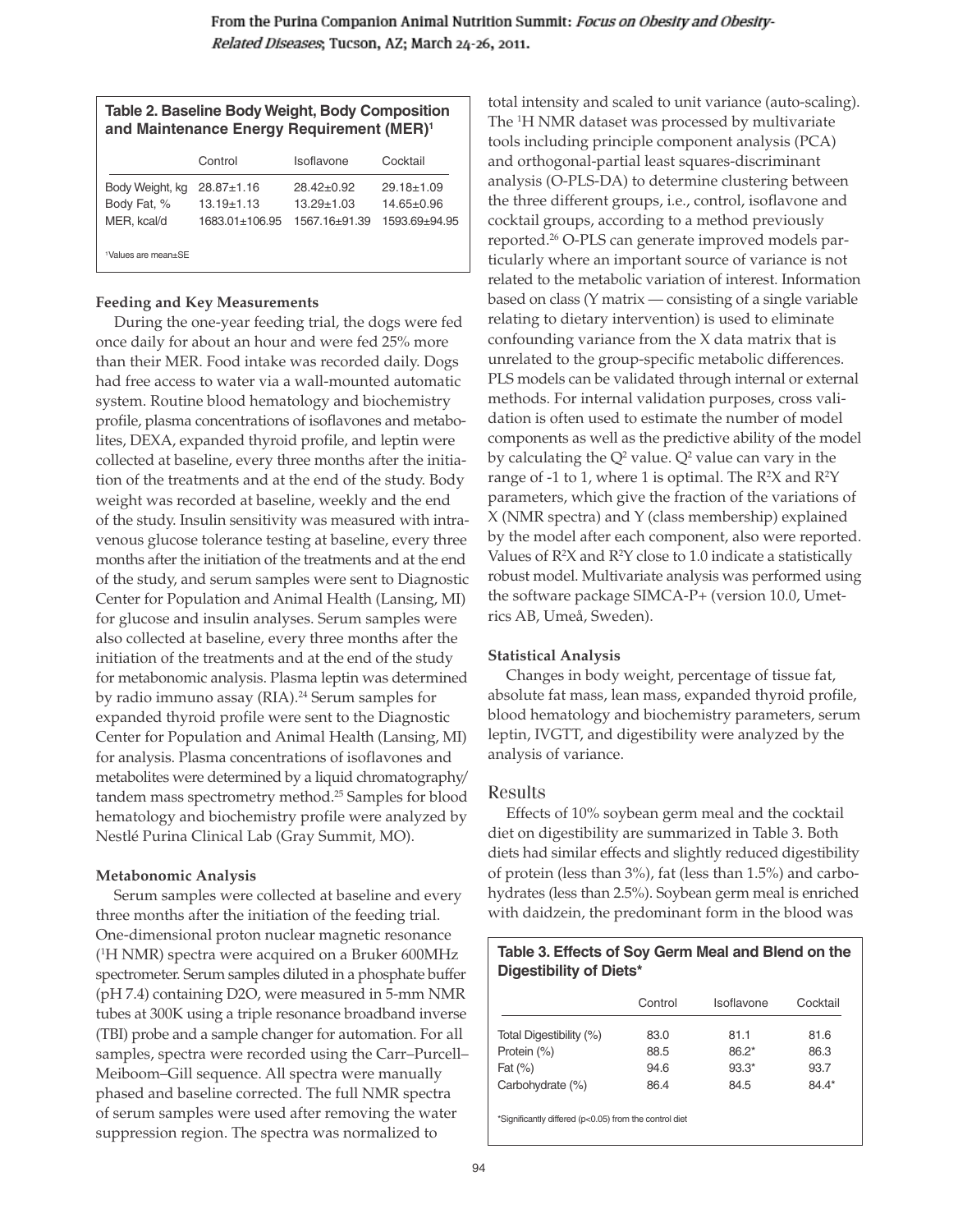**Table 2. Baseline Body Weight, Body Composition and Maintenance Energy Requirement (MER)[1]**

| | Control | Isoflavone | Cocktail |
|---|---|---|---|
| Body Weight, kg | 28.87±1.16 | 28.42±0.92 | 29.18±1.09 |
| Body Fat, % | 13.19±1.13 | 13.29±1.03 | 14.65±0.96 |
| MER, kcal/d | 1683.01±106.95 | 1567.16±91.39 | 1593.69±94.95 |

[1]Values are mean±SE

### Feeding and Key Measurements

During the one-year feeding trial, the dogs were fed once daily for about an hour and were fed 25% more than their MER. Food intake was recorded daily. Dogs had free access to water via a wall-mounted automatic system. Routine blood hematology and biochemistry profile, plasma concentrations of isoflavones and metabolites, DEXA, expanded thyroid profile, and leptin were collected at baseline, every three months after the initiation of the treatments and at the end of the study. Body weight was recorded at baseline, weekly and the end of the study. Insulin sensitivity was measured with intravenous glucose tolerance testing at baseline, every three months after the initiation of the treatments and at the end of the study, and serum samples were sent to Diagnostic Center for Population and Animal Health (Lansing, MI) for glucose and insulin analyses. Serum samples were also collected at baseline, every three months after the initiation of the treatments and at the end of the study for metabonomic analysis. Plasma leptin was determined by radio immuno assay (RIA).[24] Serum samples for expanded thyroid profile were sent to the Diagnostic Center for Population and Animal Health (Lansing, MI) for analysis. Plasma concentrations of isoflavones and metabolites were determined by a liquid chromatography/tandem mass spectrometry method.[25] Samples for blood hematology and biochemistry profile were analyzed by Nestlé Purina Clinical Lab (Gray Summit, MO).

### Metabonomic Analysis

Serum samples were collected at baseline and every three months after the initiation of the feeding trial. One-dimensional proton nuclear magnetic resonance ($^1$H NMR) spectra were acquired on a Bruker 600MHz spectrometer. Serum samples diluted in a phosphate buffer (pH 7.4) containing D2O, were measured in 5-mm NMR tubes at 300K using a triple resonance broadband inverse (TBI) probe and a sample changer for automation. For all samples, spectra were recorded using the Carr–Purcell–Meiboom–Gill sequence. All spectra were manually phased and baseline corrected. The full NMR spectra of serum samples were used after removing the water suppression region. The spectra was normalized to total intensity and scaled to unit variance (auto-scaling). The $^1$H NMR dataset was processed by multivariate tools including principle component analysis (PCA) and orthogonal-partial least squares-discriminant analysis (O-PLS-DA) to determine clustering between the three different groups, i.e., control, isoflavone and cocktail groups, according to a method previously reported.[26] O-PLS can generate improved models particularly where an important source of variance is not related to the metabolic variation of interest. Information based on class (Y matrix — consisting of a single variable relating to dietary intervention) is used to eliminate confounding variance from the X data matrix that is unrelated to the group-specific metabolic differences. PLS models can be validated through internal or external methods. For internal validation purposes, cross validation is often used to estimate the number of model components as well as the predictive ability of the model by calculating the $Q^2$ value. $Q^2$ value can vary in the range of -1 to 1, where 1 is optimal. The $R^2X$ and $R^2Y$ parameters, which give the fraction of the variations of X (NMR spectra) and Y (class membership) explained by the model after each component, also were reported. Values of $R^2X$ and $R^2Y$ close to 1.0 indicate a statistically robust model. Multivariate analysis was performed using the software package SIMCA-P+ (version 10.0, Umetrics AB, Umeå, Sweden).

### Statistical Analysis

Changes in body weight, percentage of tissue fat, absolute fat mass, lean mass, expanded thyroid profile, blood hematology and biochemistry parameters, serum leptin, IVGTT, and digestibility were analyzed by the analysis of variance.

## Results

Effects of 10% soybean germ meal and the cocktail diet on digestibility are summarized in Table 3. Both diets had similar effects and slightly reduced digestibility of protein (less than 3%), fat (less than 1.5%) and carbohydrates (less than 2.5%). Soybean germ meal is enriched with daidzein, the predominant form in the blood was

**Table 3. Effects of Soy Germ Meal and Blend on the Digestibility of Diets***

| | Control | Isoflavone | Cocktail |
|---|---|---|---|
| Total Digestibility (%) | 83.0 | 81.1 | 81.6 |
| Protein (%) | 88.5 | 86.2* | 86.3 |
| Fat (%) | 94.6 | 93.3* | 93.7 |
| Carbohydrate (%) | 86.4 | 84.5 | 84.4* |

*Significantly differed ($p<0.05$) from the control diet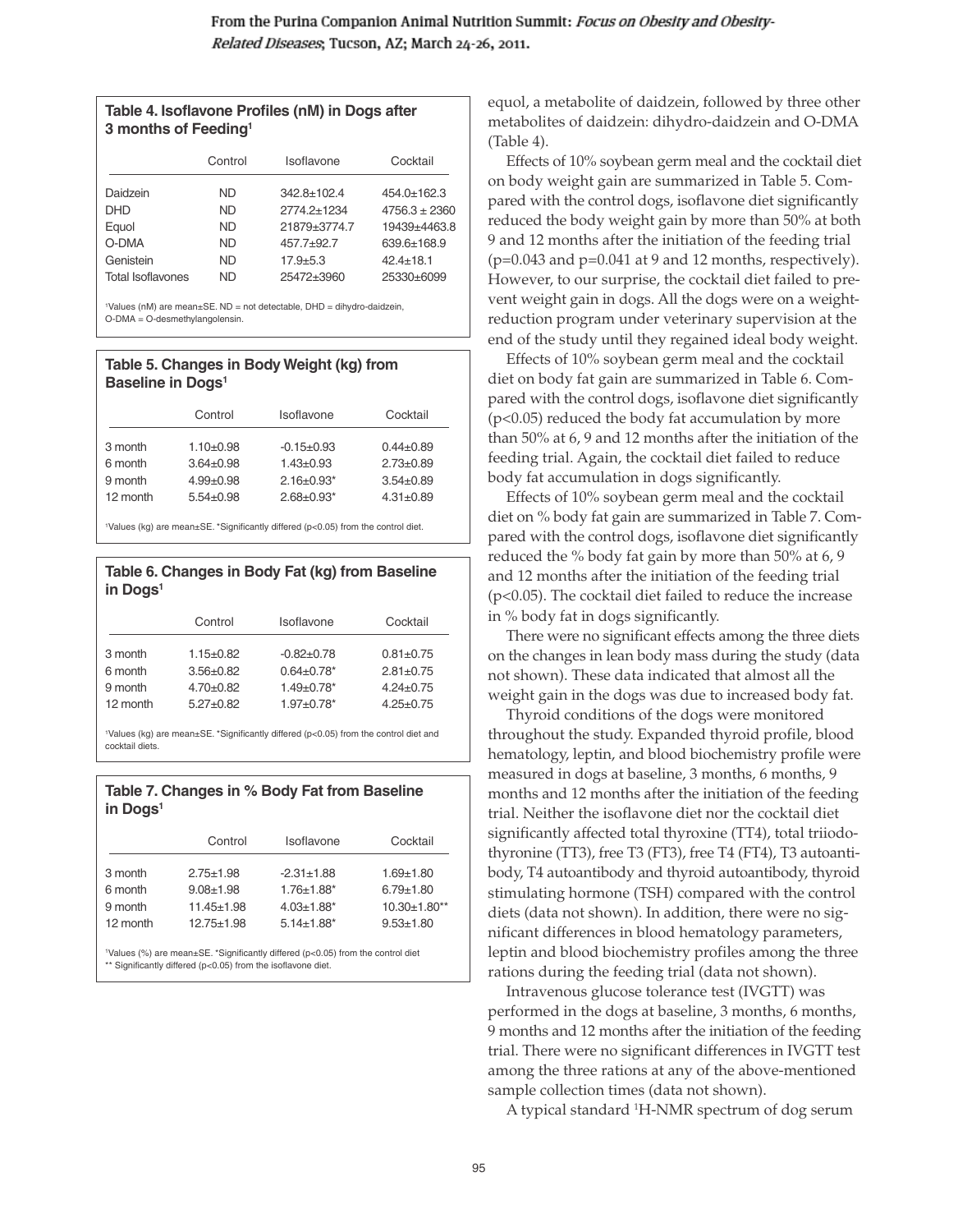### Table 4. Isoflavone Profiles (nM) in Dogs after 3 months of Feeding[1]

| | Control | Isoflavone | Cocktail |
|---|---|---|---|
| Daidzein | ND | 342.8±102.4 | 454.0±162.3 |
| DHD | ND | 2774.2±1234 | 4756.3 ± 2360 |
| Equol | ND | 21879±3774.7 | 19439±4463.8 |
| O-DMA | ND | 457.7±92.7 | 639.6±168.9 |
| Genistein | ND | 17.9±5.3 | 42.4±18.1 |
| Total Isoflavones | ND | 25472±3960 | 25330±6099 |

[1]Values (nM) are mean±SE. ND = not detectable, DHD = dihydro-daidzein, O-DMA = O-desmethylangolensin.

### Table 5. Changes in Body Weight (kg) from Baseline in Dogs[1]

| | Control | Isoflavone | Cocktail |
|---|---|---|---|
| 3 month | 1.10±0.98 | -0.15±0.93 | 0.44±0.89 |
| 6 month | 3.64±0.98 | 1.43±0.93 | 2.73±0.89 |
| 9 month | 4.99±0.98 | 2.16±0.93* | 3.54±0.89 |
| 12 month | 5.54±0.98 | 2.68±0.93* | 4.31±0.89 |

[1]Values (kg) are mean±SE. *Significantly differed ($p<0.05$) from the control diet.

### Table 6. Changes in Body Fat (kg) from Baseline in Dogs[1]

| | Control | Isoflavone | Cocktail |
|---|---|---|---|
| 3 month | 1.15±0.82 | -0.82±0.78 | 0.81±0.75 |
| 6 month | 3.56±0.82 | 0.64±0.78* | 2.81±0.75 |
| 9 month | 4.70±0.82 | 1.49±0.78* | 4.24±0.75 |
| 12 month | 5.27±0.82 | 1.97±0.78* | 4.25±0.75 |

[1]Values (kg) are mean±SE. *Significantly differed ($p<0.05$) from the control diet and cocktail diets.

### Table 7. Changes in % Body Fat from Baseline in Dogs[1]

| | Control | Isoflavone | Cocktail |
|---|---|---|---|
| 3 month | 2.75±1.98 | -2.31±1.88 | 1.69±1.80 |
| 6 month | 9.08±1.98 | 1.76±1.88* | 6.79±1.80 |
| 9 month | 11.45±1.98 | 4.03±1.88* | 10.30±1.80** |
| 12 month | 12.75±1.98 | 5.14±1.88* | 9.53±1.80 |

[1]Values (%) are mean±SE. *Significantly differed ($p<0.05$) from the control diet
** Significantly differed ($p<0.05$) from the isoflavone diet.

equol, a metabolite of daidzein, followed by three other metabolites of daidzein: dihydro-daidzein and O-DMA (Table 4).

Effects of 10% soybean germ meal and the cocktail diet on body weight gain are summarized in Table 5. Compared with the control dogs, isoflavone diet significantly reduced the body weight gain by more than 50% at both 9 and 12 months after the initiation of the feeding trial ($p=0.043$ and $p=0.041$ at 9 and 12 months, respectively). However, to our surprise, the cocktail diet failed to prevent weight gain in dogs. All the dogs were on a weight-reduction program under veterinary supervision at the end of the study until they regained ideal body weight.

Effects of 10% soybean germ meal and the cocktail diet on body fat gain are summarized in Table 6. Compared with the control dogs, isoflavone diet significantly ($p<0.05$) reduced the body fat accumulation by more than 50% at 6, 9 and 12 months after the initiation of the feeding trial. Again, the cocktail diet failed to reduce body fat accumulation in dogs significantly.

Effects of 10% soybean germ meal and the cocktail diet on % body fat gain are summarized in Table 7. Compared with the control dogs, isoflavone diet significantly reduced the % body fat gain by more than 50% at 6, 9 and 12 months after the initiation of the feeding trial ($p<0.05$). The cocktail diet failed to reduce the increase in % body fat in dogs significantly.

There were no significant effects among the three diets on the changes in lean body mass during the study (data not shown). These data indicated that almost all the weight gain in the dogs was due to increased body fat.

Thyroid conditions of the dogs were monitored throughout the study. Expanded thyroid profile, blood hematology, leptin, and blood biochemistry profile were measured in dogs at baseline, 3 months, 6 months, 9 months and 12 months after the initiation of the feeding trial. Neither the isoflavone diet nor the cocktail diet significantly affected total thyroxine (TT4), total triiodothyronine (TT3), free T3 (FT3), free T4 (FT4), T3 autoantibody, T4 autoantibody and thyroid autoantibody, thyroid stimulating hormone (TSH) compared with the control diets (data not shown). In addition, there were no significant differences in blood hematology parameters, leptin and blood biochemistry profiles among the three rations during the feeding trial (data not shown).

Intravenous glucose tolerance test (IVGTT) was performed in the dogs at baseline, 3 months, 6 months, 9 months and 12 months after the initiation of the feeding trial. There were no significant differences in IVGTT test among the three rations at any of the above-mentioned sample collection times (data not shown).

A typical standard $^{1}$H-NMR spectrum of dog serum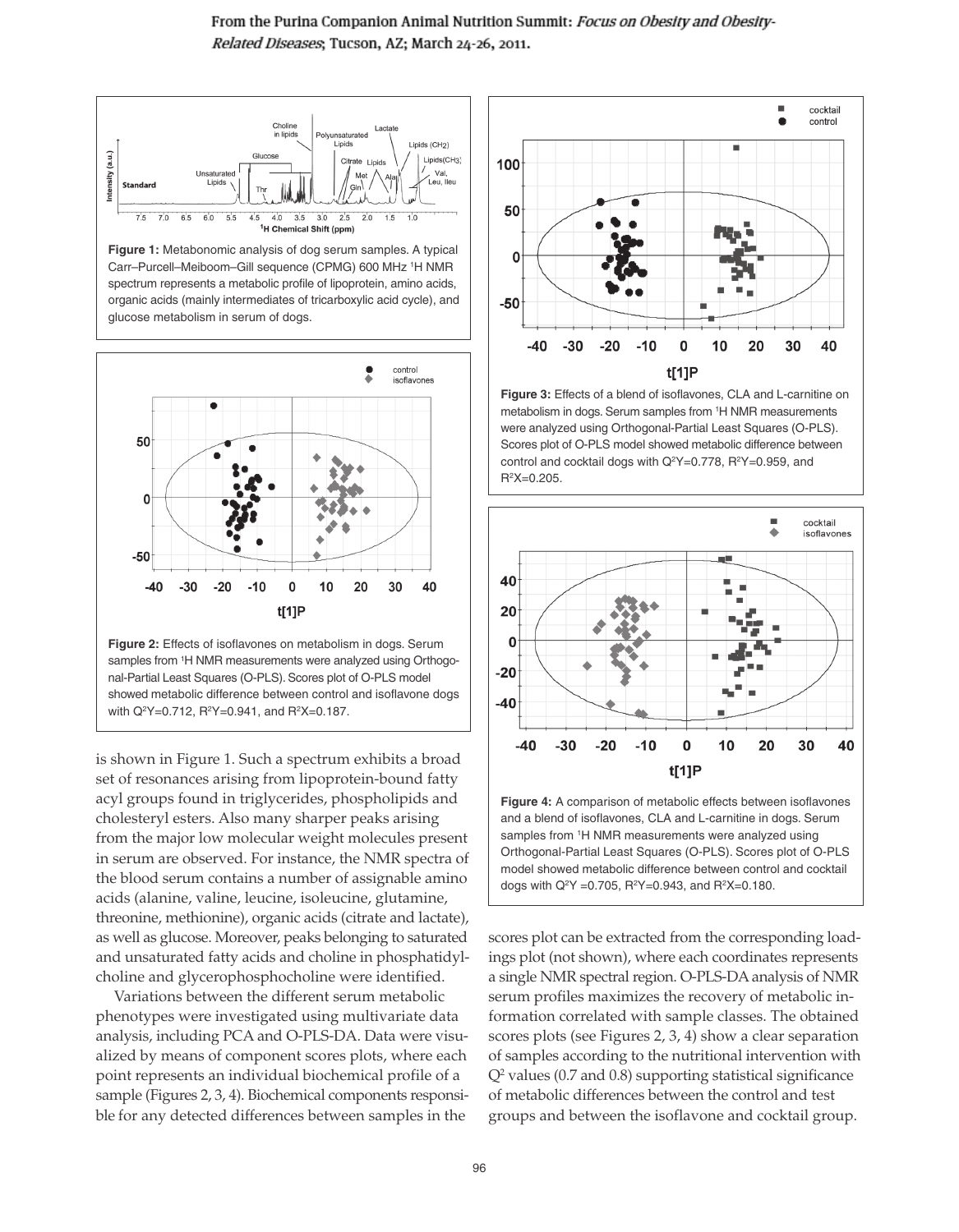Standard

Choline in lipids

Unsaturated Lipids

Glucose

Thr

Polyunsaturated Lipids

Citrate Lipids

Met

Gln

Lactate

Ala

Lipids (CH2)

Lipids(CH3)

Val, Leu, Ileu

Intensity (a.u.)

7.5 7.0 6.5 6.0 5.5 4.5 4.0 3.5 3.0 2.5 2.0 1.5 1.0

$^{1}$H Chemical Shift (ppm)

**Figure 1:** Metabonomic analysis of dog serum samples. A typical Carr–Purcell–Meiboom–Gill sequence (CPMG) 600 MHz $^{1}$H NMR spectrum represents a metabolic profile of lipoprotein, amino acids, organic acids (mainly intermediates of tricarboxylic acid cycle), and glucose metabolism in serum of dogs.

control
isoflavones

50
0
-50

-40 -30 -20 -10 0 10 20 30 40

t[1]P

**Figure 2:** Effects of isoflavones on metabolism in dogs. Serum samples from $^{1}$H NMR measurements were analyzed using Orthogonal-Partial Least Squares (O-PLS). Scores plot of O-PLS model showed metabolic difference between control and isoflavone dogs with $Q^2Y=0.712$, $R^2Y=0.941$, and $R^2X=0.187$.

cocktail
control

100
50
0
-50

-40 -30 -20 -10 0 10 20 30 40

t[1]P

**Figure 3:** Effects of a blend of isoflavones, CLA and L-carnitine on metabolism in dogs. Serum samples from $^{1}$H NMR measurements were analyzed using Orthogonal-Partial Least Squares (O-PLS). Scores plot of O-PLS model showed metabolic difference between control and cocktail dogs with $Q^2Y=0.778$, $R^2Y=0.959$, and $R^2X=0.205$.

cocktail
isoflavones

40
20
0
-20
-40

-40 -30 -20 -10 0 10 20 30 40

t[1]P

**Figure 4:** A comparison of metabolic effects between isoflavones and a blend of isoflavones, CLA and L-carnitine in dogs. Serum samples from $^{1}$H NMR measurements were analyzed using Orthogonal-Partial Least Squares (O-PLS). Scores plot of O-PLS model showed metabolic difference between control and cocktail dogs with $Q^2Y=0.705$, $R^2Y=0.943$, and $R^2X=0.180$.

is shown in Figure 1. Such a spectrum exhibits a broad set of resonances arising from lipoprotein-bound fatty acyl groups found in triglycerides, phospholipids and cholesteryl esters. Also many sharper peaks arising from the major low molecular weight molecules present in serum are observed. For instance, the NMR spectra of the blood serum contains a number of assignable amino acids (alanine, valine, leucine, isoleucine, glutamine, threonine, methionine), organic acids (citrate and lactate), as well as glucose. Moreover, peaks belonging to saturated and unsaturated fatty acids and choline in phosphatidylcholine and glycerophosphocholine were identified.

Variations between the different serum metabolic phenotypes were investigated using multivariate data analysis, including PCA and O-PLS-DA. Data were visualized by means of component scores plots, where each point represents an individual biochemical profile of a sample (Figures 2, 3, 4). Biochemical components responsible for any detected differences between samples in the scores plot can be extracted from the corresponding loadings plot (not shown), where each coordinates represents a single NMR spectral region. O-PLS-DA analysis of NMR serum profiles maximizes the recovery of metabolic information correlated with sample classes. The obtained scores plots (see Figures 2, 3, 4) show a clear separation of samples according to the nutritional intervention with $Q^2$ values (0.7 and 0.8) supporting statistical significance of metabolic differences between the control and test groups and between the isoflavone and cocktail group.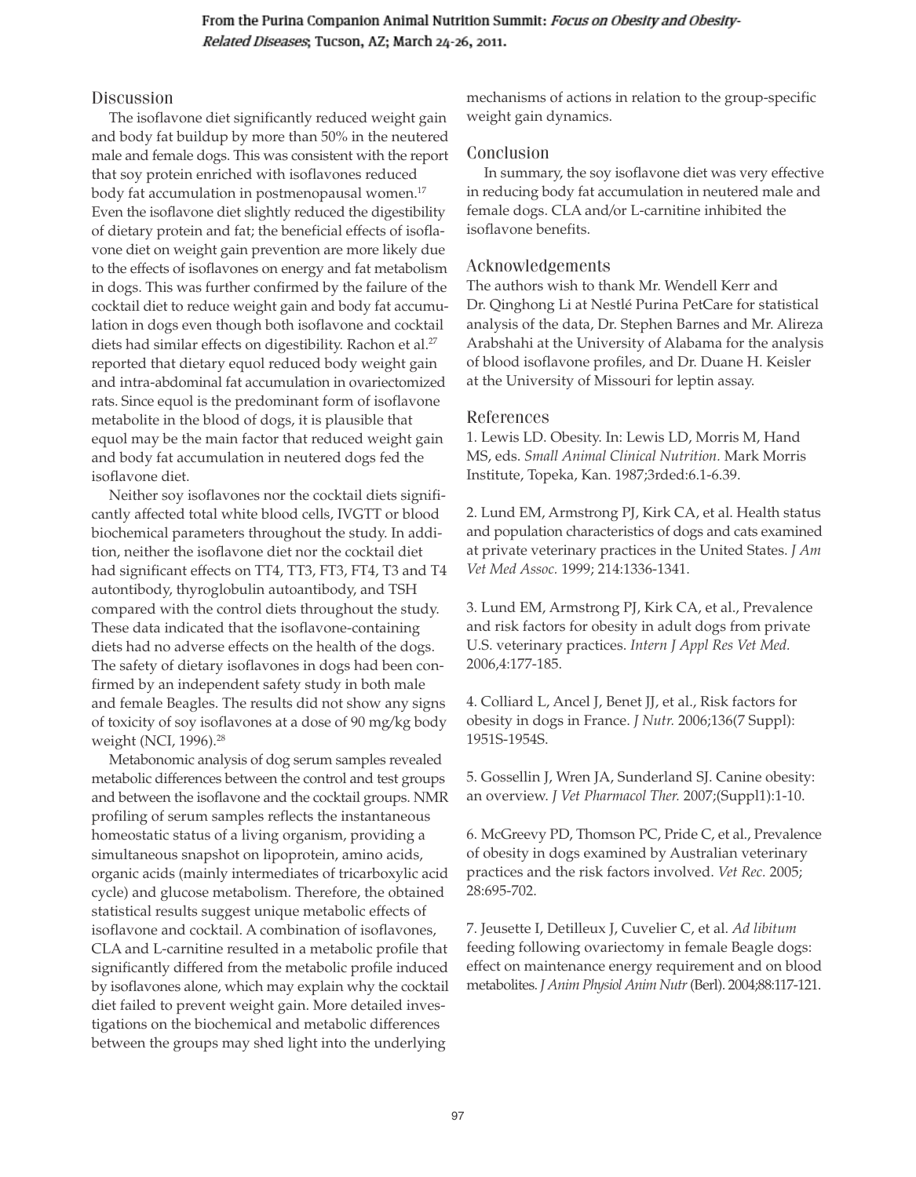## Discussion

The isoflavone diet significantly reduced weight gain and body fat buildup by more than 50% in the neutered male and female dogs. This was consistent with the report that soy protein enriched with isoflavones reduced body fat accumulation in postmenopausal women.[17] Even the isoflavone diet slightly reduced the digestibility of dietary protein and fat; the beneficial effects of isoflavone diet on weight gain prevention are more likely due to the effects of isoflavones on energy and fat metabolism in dogs. This was further confirmed by the failure of the cocktail diet to reduce weight gain and body fat accumulation in dogs even though both isoflavone and cocktail diets had similar effects on digestibility. Rachon et al.[27] reported that dietary equol reduced body weight gain and intra-abdominal fat accumulation in ovariectomized rats. Since equol is the predominant form of isoflavone metabolite in the blood of dogs, it is plausible that equol may be the main factor that reduced weight gain and body fat accumulation in neutered dogs fed the isoflavone diet.

Neither soy isoflavones nor the cocktail diets significantly affected total white blood cells, IVGTT or blood biochemical parameters throughout the study. In addition, neither the isoflavone diet nor the cocktail diet had significant effects on TT4, TT3, FT3, FT4, T3 and T4 autontibody, thyroglobulin autoantibody, and TSH compared with the control diets throughout the study. These data indicated that the isoflavone-containing diets had no adverse effects on the health of the dogs. The safety of dietary isoflavones in dogs had been confirmed by an independent safety study in both male and female Beagles. The results did not show any signs of toxicity of soy isoflavones at a dose of 90 mg/kg body weight (NCI, 1996).[28]

Metabonomic analysis of dog serum samples revealed metabolic differences between the control and test groups and between the isoflavone and the cocktail groups. NMR profiling of serum samples reflects the instantaneous homeostatic status of a living organism, providing a simultaneous snapshot on lipoprotein, amino acids, organic acids (mainly intermediates of tricarboxylic acid cycle) and glucose metabolism. Therefore, the obtained statistical results suggest unique metabolic effects of isoflavone and cocktail. A combination of isoflavones, CLA and L-carnitine resulted in a metabolic profile that significantly differed from the metabolic profile induced by isoflavones alone, which may explain why the cocktail diet failed to prevent weight gain. More detailed investigations on the biochemical and metabolic differences between the groups may shed light into the underlying mechanisms of actions in relation to the group-specific weight gain dynamics.

## Conclusion

In summary, the soy isoflavone diet was very effective in reducing body fat accumulation in neutered male and female dogs. CLA and/or L-carnitine inhibited the isoflavone benefits.

## Acknowledgements

The authors wish to thank Mr. Wendell Kerr and Dr. Qinghong Li at Nestlé Purina PetCare for statistical analysis of the data, Dr. Stephen Barnes and Mr. Alireza Arabshahi at the University of Alabama for the analysis of blood isoflavone profiles, and Dr. Duane H. Keisler at the University of Missouri for leptin assay.

## References

1. Lewis LD. Obesity. In: Lewis LD, Morris M, Hand MS, eds. *Small Animal Clinical Nutrition.* Mark Morris Institute, Topeka, Kan. 1987;3rded:6.1-6.39.

2. Lund EM, Armstrong PJ, Kirk CA, et al. Health status and population characteristics of dogs and cats examined at private veterinary practices in the United States. *J Am Vet Med Assoc.* 1999; 214:1336-1341.

3. Lund EM, Armstrong PJ, Kirk CA, et al., Prevalence and risk factors for obesity in adult dogs from private U.S. veterinary practices. *Intern J Appl Res Vet Med.* 2006,4:177-185.

4. Colliard L, Ancel J, Benet JJ, et al., Risk factors for obesity in dogs in France. *J Nutr.* 2006;136(7 Suppl): 1951S-1954S.

5. Gossellin J, Wren JA, Sunderland SJ. Canine obesity: an overview. *J Vet Pharmacol Ther.* 2007;(Suppl1):1-10.

6. McGreevy PD, Thomson PC, Pride C, et al., Prevalence of obesity in dogs examined by Australian veterinary practices and the risk factors involved. *Vet Rec.* 2005; 28:695-702.

7. Jeusette I, Detilleux J, Cuvelier C, et al. *Ad libitum* feeding following ovariectomy in female Beagle dogs: effect on maintenance energy requirement and on blood metabolites. *J Anim Physiol Anim Nutr* (Berl). 2004;88:117-121.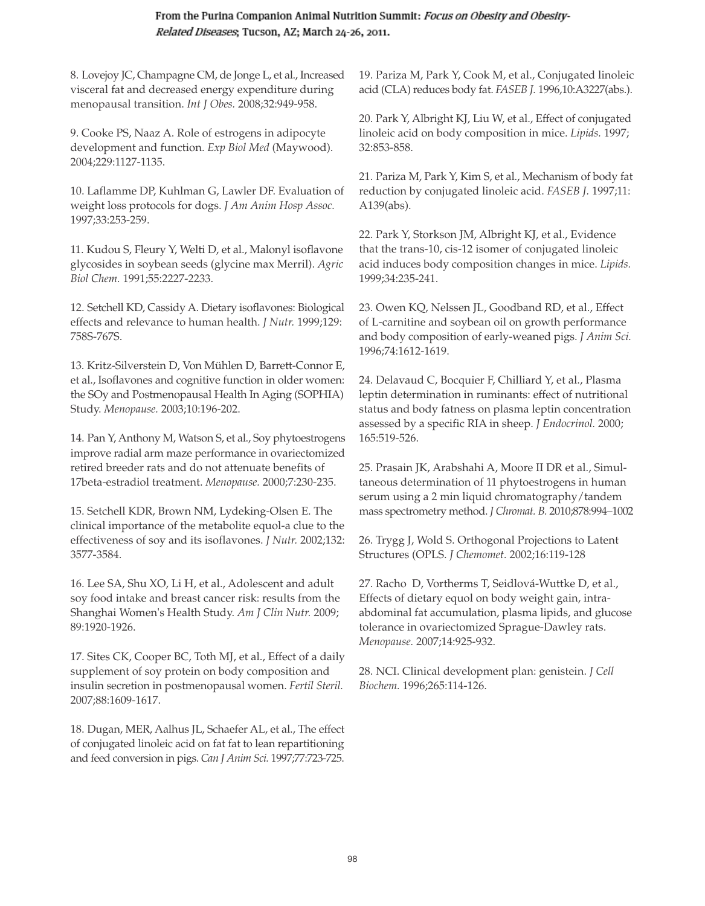8. Lovejoy JC, Champagne CM, de Jonge L, et al., Increased visceral fat and decreased energy expenditure during menopausal transition. *Int J Obes.* 2008;32:949-958.

9. Cooke PS, Naaz A. Role of estrogens in adipocyte development and function. *Exp Biol Med* (Maywood). 2004;229:1127-1135.

10. Laflamme DP, Kuhlman G, Lawler DF. Evaluation of weight loss protocols for dogs. *J Am Anim Hosp Assoc.* 1997;33:253-259.

11. Kudou S, Fleury Y, Welti D, et al., Malonyl isoflavone glycosides in soybean seeds (glycine max Merril). *Agric Biol Chem.* 1991;55:2227-2233.

12. Setchell KD, Cassidy A. Dietary isoflavones: Biological effects and relevance to human health. *J Nutr.* 1999;129: 758S-767S.

13. Kritz-Silverstein D, Von Mühlen D, Barrett-Connor E, et al., Isoflavones and cognitive function in older women: the SOy and Postmenopausal Health In Aging (SOPHIA) Study. *Menopause.* 2003;10:196-202.

14. Pan Y, Anthony M, Watson S, et al., Soy phytoestrogens improve radial arm maze performance in ovariectomized retired breeder rats and do not attenuate benefits of 17beta-estradiol treatment. *Menopause.* 2000;7:230-235.

15. Setchell KDR, Brown NM, Lydeking-Olsen E. The clinical importance of the metabolite equol-a clue to the effectiveness of soy and its isoflavones. *J Nutr.* 2002;132: 3577-3584.

16. Lee SA, Shu XO, Li H, et al., Adolescent and adult soy food intake and breast cancer risk: results from the Shanghai Women's Health Study. *Am J Clin Nutr.* 2009; 89:1920-1926.

17. Sites CK, Cooper BC, Toth MJ, et al., Effect of a daily supplement of soy protein on body composition and insulin secretion in postmenopausal women. *Fertil Steril.* 2007;88:1609-1617.

18. Dugan, MER, Aalhus JL, Schaefer AL, et al., The effect of conjugated linoleic acid on fat fat to lean repartitioning and feed conversion in pigs. *Can J Anim Sci.* 1997;77:723-725.

19. Pariza M, Park Y, Cook M, et al., Conjugated linoleic acid (CLA) reduces body fat. *FASEB J.* 1996,10:A3227(abs.).

20. Park Y, Albright KJ, Liu W, et al., Effect of conjugated linoleic acid on body composition in mice. *Lipids.* 1997; 32:853-858.

21. Pariza M, Park Y, Kim S, et al., Mechanism of body fat reduction by conjugated linoleic acid. *FASEB J.* 1997;11: A139(abs).

22. Park Y, Storkson JM, Albright KJ, et al., Evidence that the trans-10, cis-12 isomer of conjugated linoleic acid induces body composition changes in mice. *Lipids.* 1999;34:235-241.

23. Owen KQ, Nelssen JL, Goodband RD, et al., Effect of L-carnitine and soybean oil on growth performance and body composition of early-weaned pigs. *J Anim Sci.* 1996;74:1612-1619.

24. Delavaud C, Bocquier F, Chilliard Y, et al., Plasma leptin determination in ruminants: effect of nutritional status and body fatness on plasma leptin concentration assessed by a specific RIA in sheep. *J Endocrinol.* 2000; 165:519-526.

25. Prasain JK, Arabshahi A, Moore II DR et al., Simultaneous determination of 11 phytoestrogens in human serum using a 2 min liquid chromatography/tandem mass spectrometry method. *J Chromat. B.* 2010;878:994–1002

26. Trygg J, Wold S. Orthogonal Projections to Latent Structures (OPLS. *J Chemomet.* 2002;16:119-128

27. Racho D, Vortherms T, Seidlová-Wuttke D, et al., Effects of dietary equol on body weight gain, intra-abdominal fat accumulation, plasma lipids, and glucose tolerance in ovariectomized Sprague-Dawley rats. *Menopause.* 2007;14:925-932.

28. NCI. Clinical development plan: genistein. *J Cell Biochem.* 1996;265:114-126.